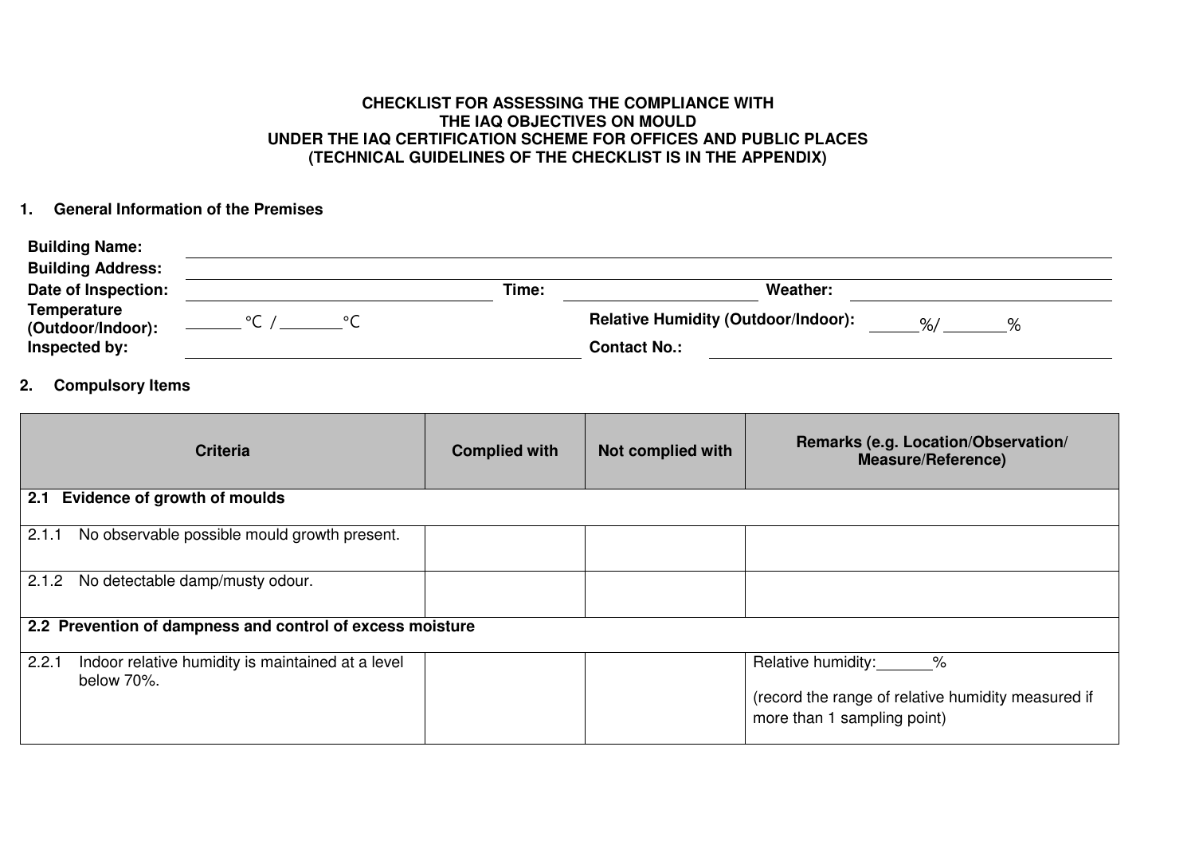**CHECKLIST FOR ASSESSING THE COMPLIANCE WITH**
**THE IAQ OBJECTIVES ON MOULD**
**UNDER THE IAQ CERTIFICATION SCHEME FOR OFFICES AND PUBLIC PLACES**
**(TECHNICAL GUIDELINES OF THE CHECKLIST IS IN THE APPENDIX)**

## 1. General Information of the Premises

**Building Name:** ______________________________

**Building Address:** ______________________________

**Date of Inspection:** ______________________ **Time:** ______________ **Weather:** ______________

**Temperature (Outdoor/Indoor):** ______ °C / ______ °C **Relative Humidity (Outdoor/Indoor):** _____%/ ______%

**Inspected by:** ______________________________ **Contact No.:** ______________________________

## 2. Compulsory Items

| Criteria | Complied with | Not complied with | Remarks (e.g. Location/Observation/ Measure/Reference) |
|---|---|---|---|
| **2.1 Evidence of growth of moulds** | | | |
| 2.1.1 No observable possible mould growth present. | | | |
| 2.1.2 No detectable damp/musty odour. | | | |
| **2.2 Prevention of dampness and control of excess moisture** | | | |
| 2.2.1 Indoor relative humidity is maintained at a level below 70%. | | | Relative humidity: ______%<br><br>(record the range of relative humidity measured if more than 1 sampling point) |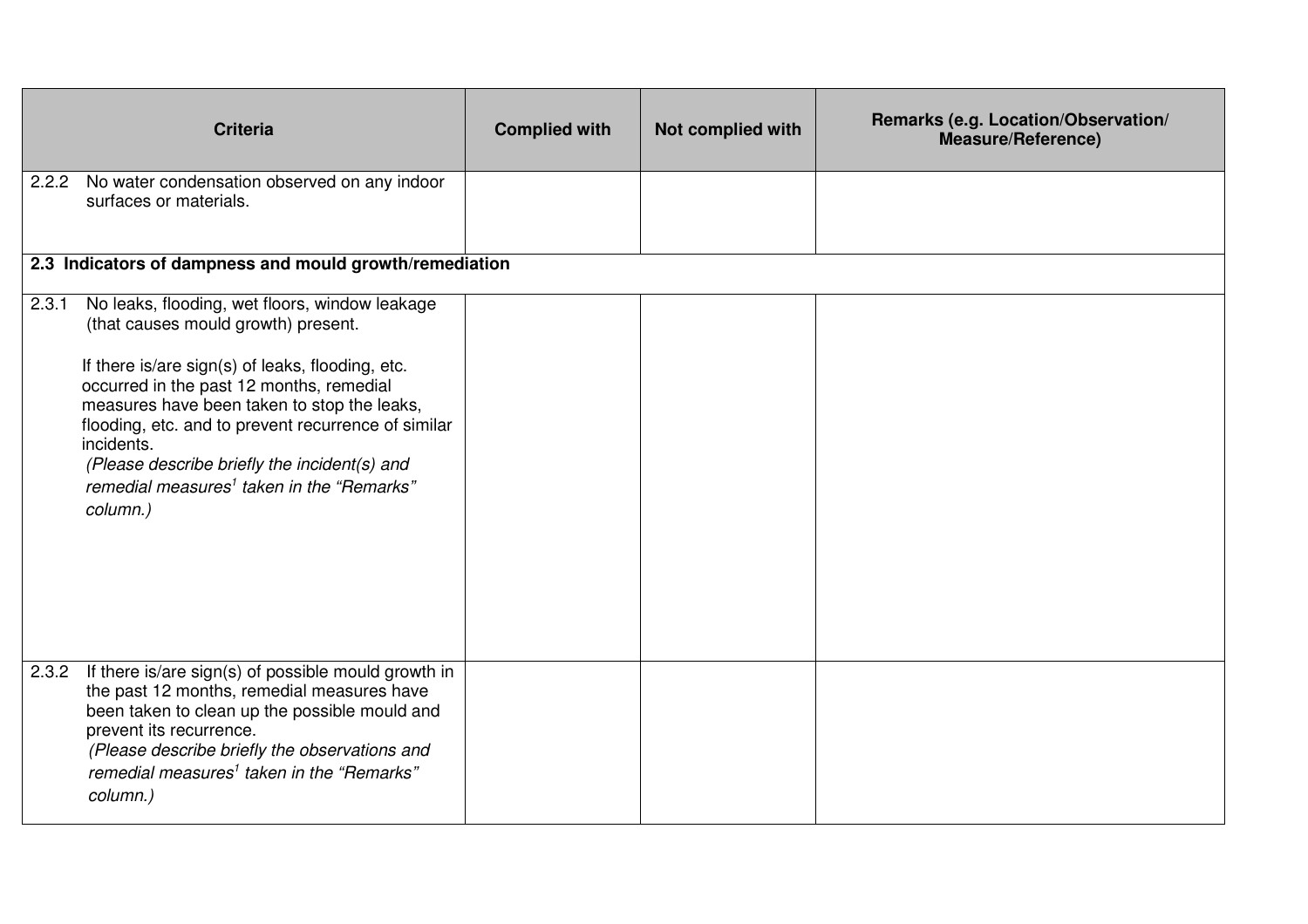| Criteria | Complied with | Not complied with | Remarks (e.g. Location/Observation/ Measure/Reference) |
|---|---|---|---|
| 2.2.2 No water condensation observed on any indoor surfaces or materials. | | | |
| **2.3 Indicators of dampness and mould growth/remediation** | | | |
| 2.3.1 No leaks, flooding, wet floors, window leakage (that causes mould growth) present.<br><br>If there is/are sign(s) of leaks, flooding, etc. occurred in the past 12 months, remedial measures have been taken to stop the leaks, flooding, etc. and to prevent recurrence of similar incidents.<br>*(Please describe briefly the incident(s) and remedial measures[1] taken in the "Remarks" column.)* | | | |
| 2.3.2 If there is/are sign(s) of possible mould growth in the past 12 months, remedial measures have been taken to clean up the possible mould and prevent its recurrence.<br>*(Please describe briefly the observations and remedial measures[1] taken in the "Remarks" column.)* | | | |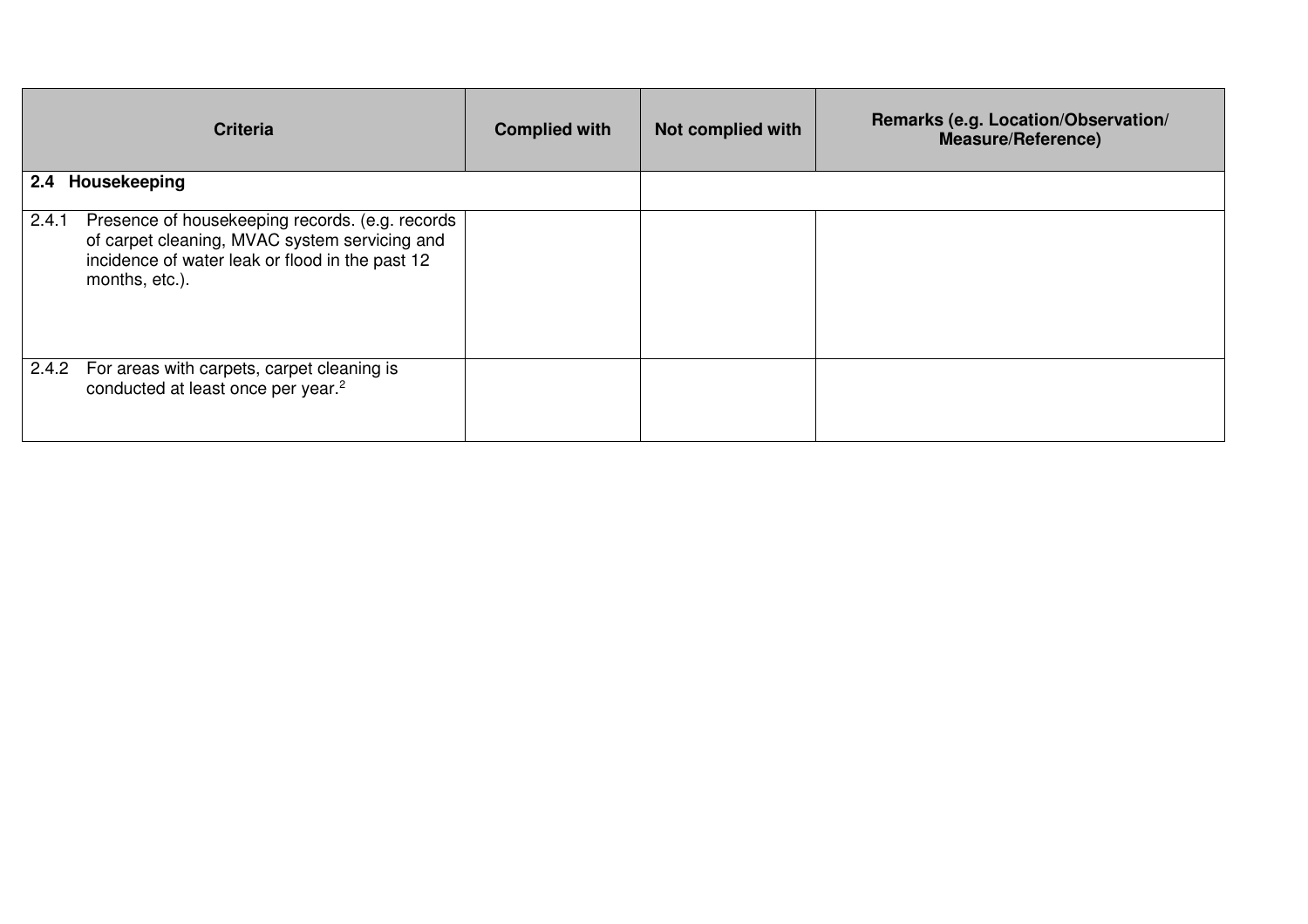| Criteria | Complied with | Not complied with | Remarks (e.g. Location/Observation/ Measure/Reference) |
|---|---|---|---|
| **2.4 Housekeeping** | | | |
| 2.4.1 Presence of housekeeping records. (e.g. records of carpet cleaning, MVAC system servicing and incidence of water leak or flood in the past 12 months, etc.). | | | |
| 2.4.2 For areas with carpets, carpet cleaning is conducted at least once per year.[2] | | | |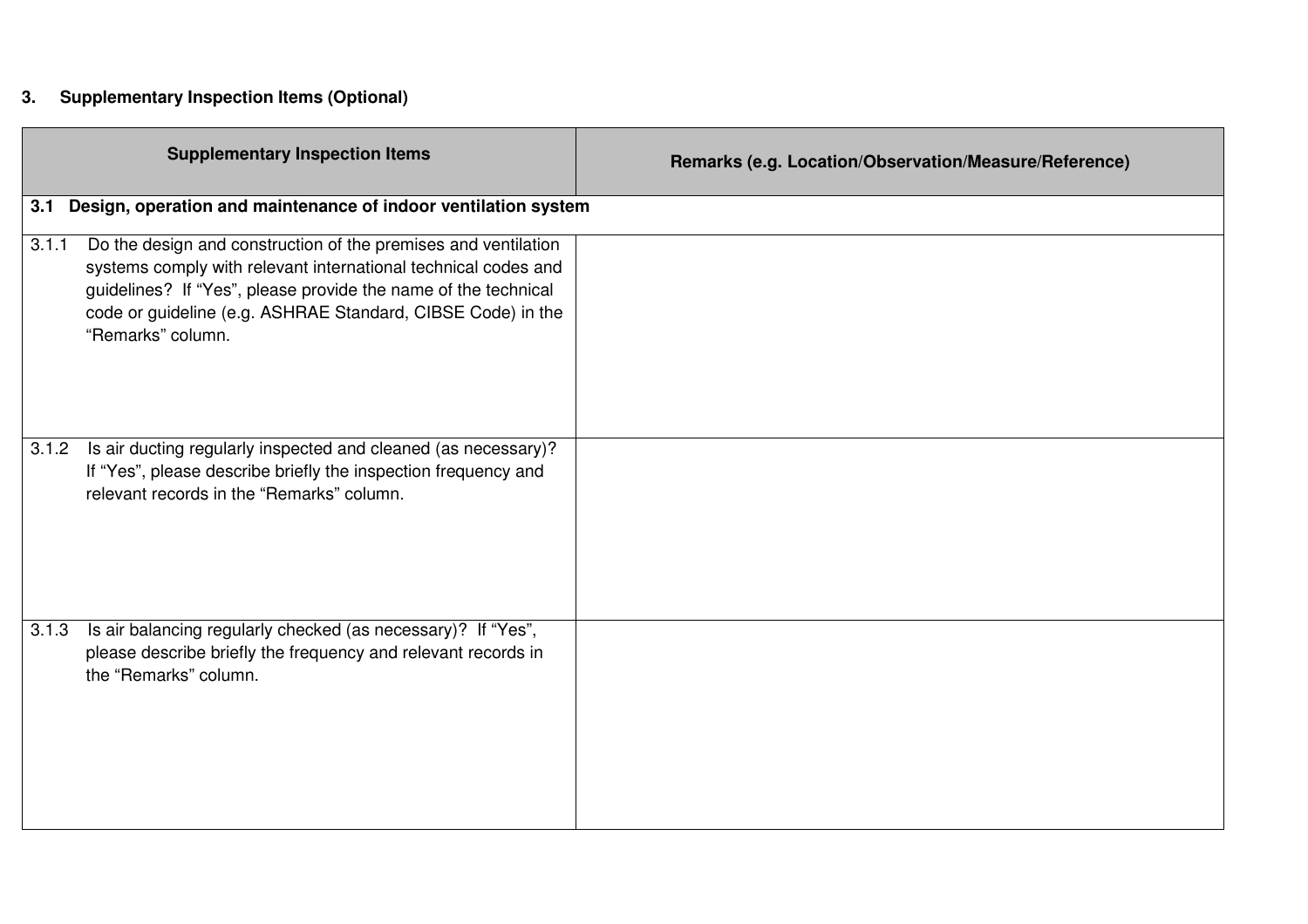### 3. Supplementary Inspection Items (Optional)

| Supplementary Inspection Items | Remarks (e.g. Location/Observation/Measure/Reference) |
|---|---|
| **3.1 Design, operation and maintenance of indoor ventilation system** | |
| 3.1.1 Do the design and construction of the premises and ventilation systems comply with relevant international technical codes and guidelines? If "Yes", please provide the name of the technical code or guideline (e.g. ASHRAE Standard, CIBSE Code) in the "Remarks" column. | |
| 3.1.2 Is air ducting regularly inspected and cleaned (as necessary)? If "Yes", please describe briefly the inspection frequency and relevant records in the "Remarks" column. | |
| 3.1.3 Is air balancing regularly checked (as necessary)? If "Yes", please describe briefly the frequency and relevant records in the "Remarks" column. | |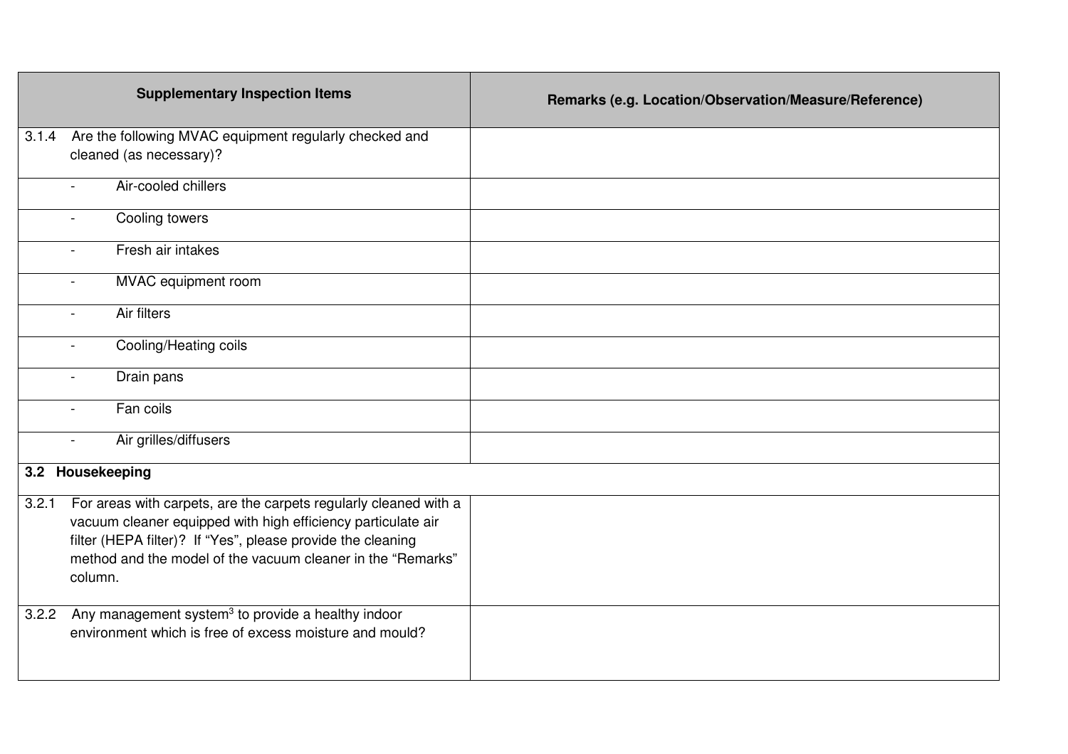| Supplementary Inspection Items | Remarks (e.g. Location/Observation/Measure/Reference) |
|---|---|
| 3.1.4 Are the following MVAC equipment regularly checked and cleaned (as necessary)? | |
| - Air-cooled chillers | |
| - Cooling towers | |
| - Fresh air intakes | |
| - MVAC equipment room | |
| - Air filters | |
| - Cooling/Heating coils | |
| - Drain pans | |
| - Fan coils | |
| - Air grilles/diffusers | |
| **3.2 Housekeeping** | |
| 3.2.1 For areas with carpets, are the carpets regularly cleaned with a vacuum cleaner equipped with high efficiency particulate air filter (HEPA filter)? If "Yes", please provide the cleaning method and the model of the vacuum cleaner in the "Remarks" column. | |
| 3.2.2 Any management system[3] to provide a healthy indoor environment which is free of excess moisture and mould? | |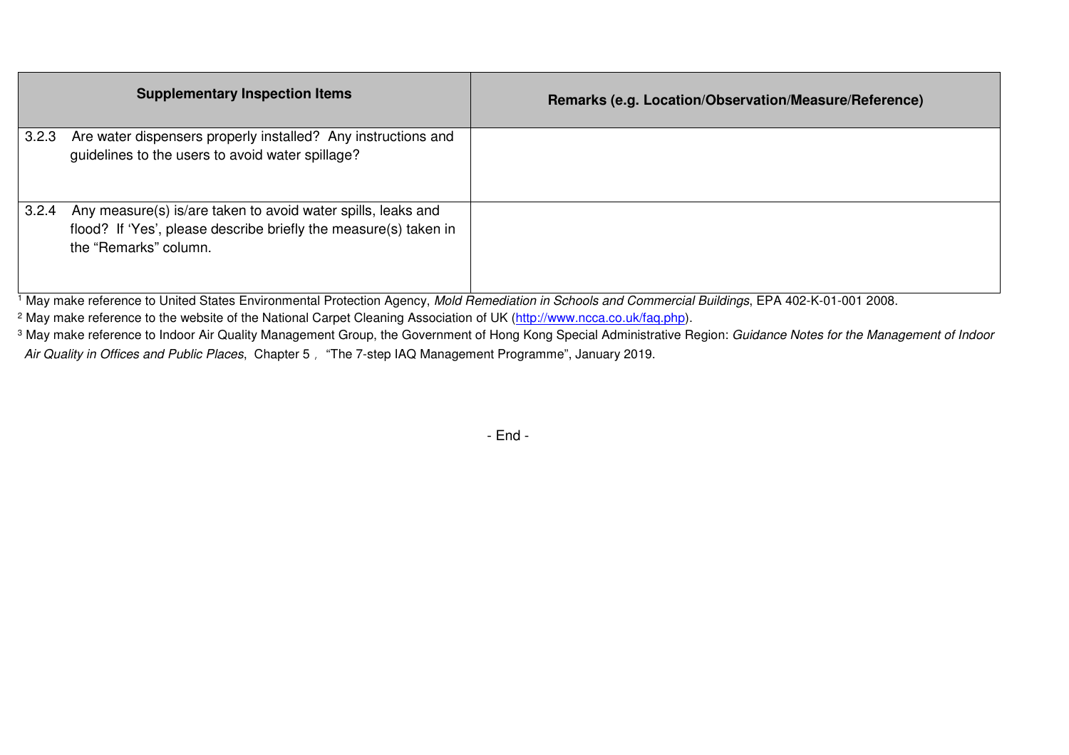| Supplementary Inspection Items | Remarks (e.g. Location/Observation/Measure/Reference) |
| --- | --- |
| 3.2.3 Are water dispensers properly installed? Any instructions and guidelines to the users to avoid water spillage? | |
| 3.2.4 Any measure(s) is/are taken to avoid water spills, leaks and flood? If 'Yes', please describe briefly the measure(s) taken in the "Remarks" column. | |

[1] May make reference to United States Environmental Protection Agency, *Mold Remediation in Schools and Commercial Buildings*, EPA 402-K-01-001 2008.

[2] May make reference to the website of the National Carpet Cleaning Association of UK (http://www.ncca.co.uk/faq.php).

[3] May make reference to Indoor Air Quality Management Group, the Government of Hong Kong Special Administrative Region: *Guidance Notes for the Management of Indoor Air Quality in Offices and Public Places*, Chapter 5， "The 7-step IAQ Management Programme", January 2019.

- End -